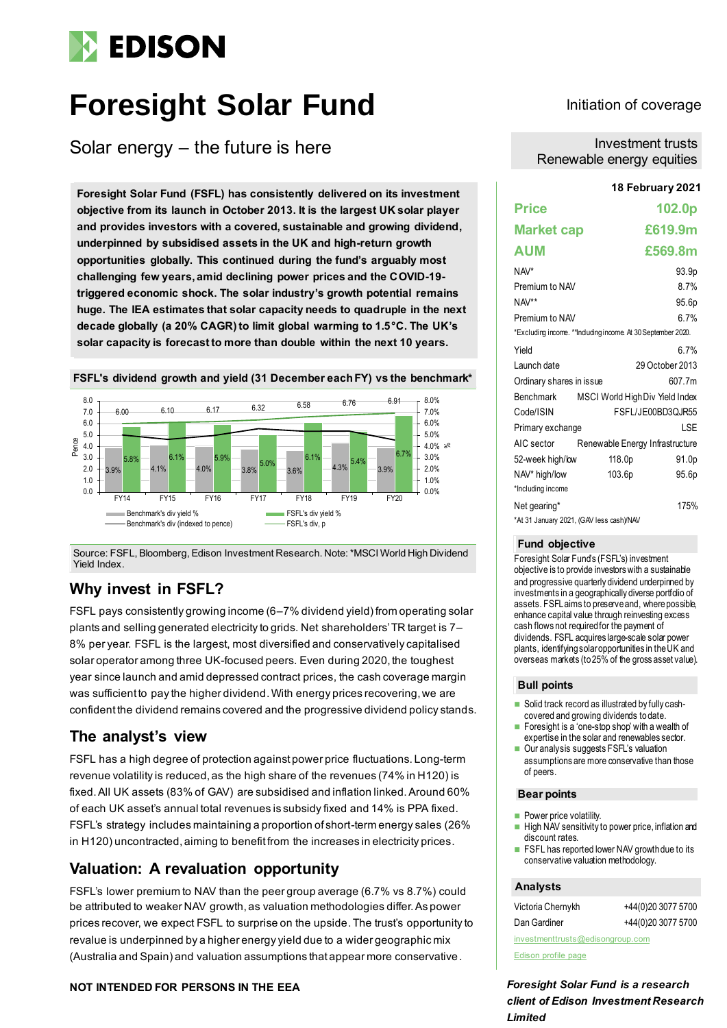# EDISON

# Foresight Solar Fund

## Solar energy – the future is here

Initiation of coverage

Investment trusts
Renewable energy equities

**Foresight Solar Fund (FSFL) has consistently delivered on its investment objective from its launch in October 2013. It is the largest UK solar player and provides investors with a covered, sustainable and growing dividend, underpinned by subsidised assets in the UK and high-return growth opportunities globally. This continued during the fund's arguably most challenging few years, amid declining power prices and the COVID-19-triggered economic shock. The solar industry's growth potential remains huge. The IEA estimates that solar capacity needs to quadruple in the next decade globally (a 20% CAGR) to limit global warming to 1.5°C. The UK's solar capacity is forecast to more than double within the next 10 years.**

**FSFL's dividend growth and yield (31 December each FY) vs the benchmark***

| | FY14 | FY15 | FY16 | FY17 | FY18 | FY19 | FY20 |
|---|---|---|---|---|---|---|---|
| Benchmark's div yield % | 3.9% | 4.1% | 4.0% | 3.8% | 3.6% | 4.3% | 3.9% |
| FSFL's div yield % | 5.8% | 6.1% | 5.9% | 5.0% | 6.1% | 5.4% | 6.7% |
| FSFL's div, p | 6.00 | 6.10 | 6.17 | 6.32 | 6.58 | 6.76 | 6.91 |

Source: FSFL, Bloomberg, Edison Investment Research. Note: *MSCI World High Dividend Yield Index.

## Why invest in FSFL?

FSFL pays consistently growing income (6–7% dividend yield) from operating solar plants and selling generated electricity to grids. Net shareholders' TR target is 7–8% per year. FSFL is the largest, most diversified and conservatively capitalised solar operator among three UK-focused peers. Even during 2020, the toughest year since launch and amid depressed contract prices, the cash coverage margin was sufficient to pay the higher dividend. With energy prices recovering, we are confident the dividend remains covered and the progressive dividend policy stands.

## The analyst's view

FSFL has a high degree of protection against power price fluctuations. Long-term revenue volatility is reduced, as the high share of the revenues (74% in H120) is fixed. All UK assets (83% of GAV) are subsidised and inflation linked. Around 60% of each UK asset's annual total revenues is subsidy fixed and 14% is PPA fixed. FSFL's strategy includes maintaining a proportion of short-term energy sales (26% in H120) uncontracted, aiming to benefit from the increases in electricity prices.

## Valuation: A revaluation opportunity

FSFL's lower premium to NAV than the peer group average (6.7% vs 8.7%) could be attributed to weaker NAV growth, as valuation methodologies differ. As power prices recover, we expect FSFL to surprise on the upside. The trust's opportunity to revalue is underpinned by a higher energy yield due to a wider geographic mix (Australia and Spain) and valuation assumptions that appear more conservative.

**NOT INTENDED FOR PERSONS IN THE EEA**

**18 February 2021**

| | |
|---|---|
| **Price** | **102.0p** |
| **Market cap** | **£619.9m** |
| **AUM** | **£569.8m** |

| | |
|---|---|
| NAV* | 93.9p |
| Premium to NAV | 8.7% |
| NAV** | 95.6p |
| Premium to NAV | 6.7% |

*Excluding income. **Including income. At 30 September 2020.

| | | |
|---|---|---|
| Yield | | 6.7% |
| Launch date | | 29 October 2013 |
| Ordinary shares in issue | | 607.7m |
| Benchmark | | MSCI World High Div Yield Index |
| Code/ISIN | | FSFL/JE00BD3QJR55 |
| Primary exchange | | LSE |
| AIC sector | | Renewable Energy Infrastructure |
| 52-week high/low | 118.0p | 91.0p |
| NAV* high/low | 103.6p | 95.6p |

*Including income

| | |
|---|---|
| Net gearing* | 175% |

*At 31 January 2021, (GAV less cash)/NAV

### Fund objective

Foresight Solar Fund's (FSFL's) investment objective is to provide investors with a sustainable and progressive quarterly dividend underpinned by investments in a geographically diverse portfolio of assets. FSFL aims to preserve and, where possible, enhance capital value through reinvesting excess cash flows not required for the payment of dividends. FSFL acquires large-scale solar power plants, identifying solar opportunities in the UK and overseas markets (to 25% of the gross asset value).

### Bull points

- Solid track record as illustrated by fully cash-covered and growing dividends to date.
- Foresight is a 'one-stop shop' with a wealth of expertise in the solar and renewables sector.
- Our analysis suggests FSFL's valuation assumptions are more conservative than those of peers.

### Bear points

- Power price volatility.
- High NAV sensitivity to power price, inflation and discount rates.
- FSFL has reported lower NAV growth due to its conservative valuation methodology.

### Analysts

| | |
|---|---|
| Victoria Chernykh | +44(0)20 3077 5700 |
| Dan Gardiner | +44(0)20 3077 5700 |

investmenttrusts@edisongroup.com

Edison profile page

*Foresight Solar Fund is a research client of Edison Investment Research Limited*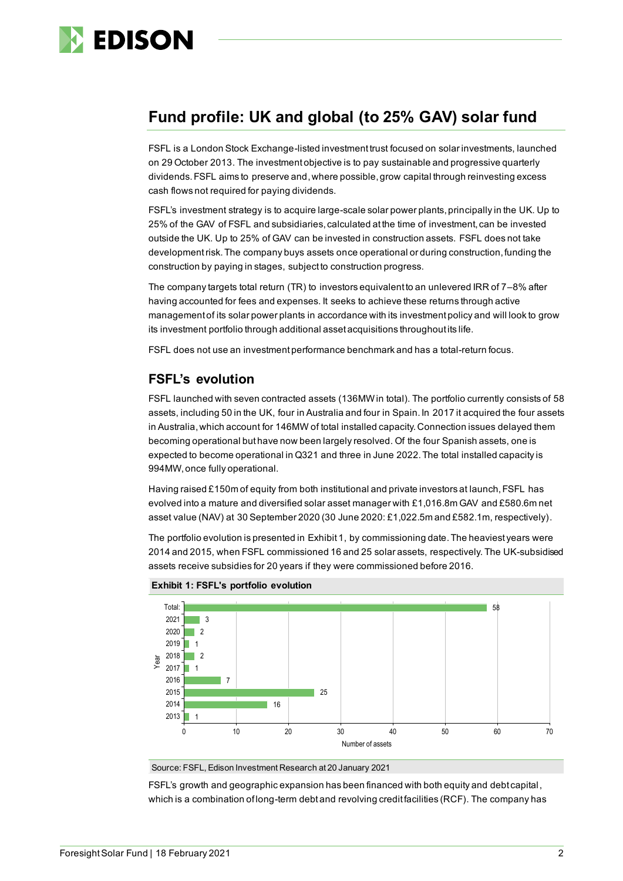## Fund profile: UK and global (to 25% GAV) solar fund

FSFL is a London Stock Exchange-listed investment trust focused on solar investments, launched on 29 October 2013. The investment objective is to pay sustainable and progressive quarterly dividends. FSFL aims to preserve and, where possible, grow capital through reinvesting excess cash flows not required for paying dividends.

FSFL's investment strategy is to acquire large-scale solar power plants, principally in the UK. Up to 25% of the GAV of FSFL and subsidiaries, calculated at the time of investment, can be invested outside the UK. Up to 25% of GAV can be invested in construction assets. FSFL does not take development risk. The company buys assets once operational or during construction, funding the construction by paying in stages, subject to construction progress.

The company targets total return (TR) to investors equivalent to an unlevered IRR of 7–8% after having accounted for fees and expenses. It seeks to achieve these returns through active management of its solar power plants in accordance with its investment policy and will look to grow its investment portfolio through additional asset acquisitions throughout its life.

FSFL does not use an investment performance benchmark and has a total-return focus.

### FSFL's evolution

FSFL launched with seven contracted assets (136MW in total). The portfolio currently consists of 58 assets, including 50 in the UK, four in Australia and four in Spain. In 2017 it acquired the four assets in Australia, which account for 146MW of total installed capacity. Connection issues delayed them becoming operational but have now been largely resolved. Of the four Spanish assets, one is expected to become operational in Q321 and three in June 2022. The total installed capacity is 994MW, once fully operational.

Having raised £150m of equity from both institutional and private investors at launch, FSFL has evolved into a mature and diversified solar asset manager with £1,016.8m GAV and £580.6m net asset value (NAV) at 30 September 2020 (30 June 2020: £1,022.5m and £582.1m, respectively).

The portfolio evolution is presented in Exhibit 1, by commissioning date. The heaviest years were 2014 and 2015, when FSFL commissioned 16 and 25 solar assets, respectively. The UK-subsidised assets receive subsidies for 20 years if they were commissioned before 2016.

**Exhibit 1: FSFL's portfolio evolution**

| Year | Number of assets |
|---|---|
| Total: | 58 |
| 2021 | 3 |
| 2020 | 2 |
| 2019 | 1 |
| 2018 | 2 |
| 2017 | 1 |
| 2016 | 7 |
| 2015 | 25 |
| 2014 | 16 |
| 2013 | 1 |

Source: FSFL, Edison Investment Research at 20 January 2021

FSFL's growth and geographic expansion has been financed with both equity and debt capital, which is a combination of long-term debt and revolving credit facilities (RCF). The company has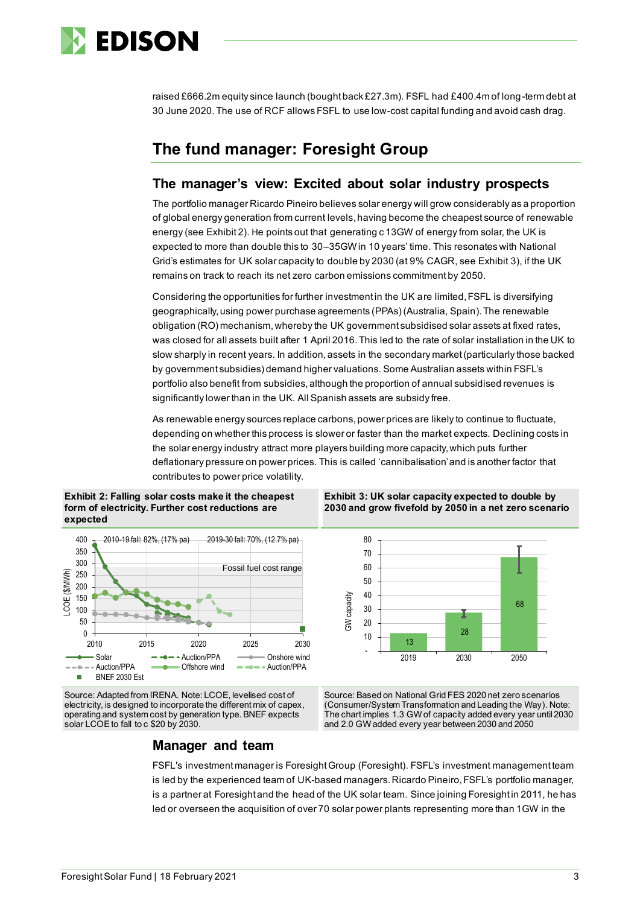raised £666.2m equity since launch (bought back £27.3m). FSFL had £400.4m of long-term debt at 30 June 2020. The use of RCF allows FSFL to use low-cost capital funding and avoid cash drag.

## The fund manager: Foresight Group

### The manager's view: Excited about solar industry prospects

The portfolio manager Ricardo Pineiro believes solar energy will grow considerably as a proportion of global energy generation from current levels, having become the cheapest source of renewable energy (see Exhibit 2). He points out that generating c 13GW of energy from solar, the UK is expected to more than double this to 30–35GW in 10 years' time. This resonates with National Grid's estimates for UK solar capacity to double by 2030 (at 9% CAGR, see Exhibit 3), if the UK remains on track to reach its net zero carbon emissions commitment by 2050.

Considering the opportunities for further investment in the UK are limited, FSFL is diversifying geographically, using power purchase agreements (PPAs) (Australia, Spain). The renewable obligation (RO) mechanism, whereby the UK government subsidised solar assets at fixed rates, was closed for all assets built after 1 April 2016. This led to the rate of solar installation in the UK to slow sharply in recent years. In addition, assets in the secondary market (particularly those backed by government subsidies) demand higher valuations. Some Australian assets within FSFL's portfolio also benefit from subsidies, although the proportion of annual subsidised revenues is significantly lower than in the UK. All Spanish assets are subsidy free.

As renewable energy sources replace carbons, power prices are likely to continue to fluctuate, depending on whether this process is slower or faster than the market expects. Declining costs in the solar energy industry attract more players building more capacity, which puts further deflationary pressure on power prices. This is called 'cannibalisation' and is another factor that contributes to power price volatility.

**Exhibit 2: Falling solar costs make it the cheapest form of electricity. Further cost reductions are expected**

Source: Adapted from IRENA. Note: LCOE, levelised cost of electricity, is designed to incorporate the different mix of capex, operating and system cost by generation type. BNEF expects solar LCOE to fall to c $20 by 2030.

**Exhibit 3: UK solar capacity expected to double by 2030 and grow fivefold by 2050 in a net zero scenario**

Source: Based on National Grid FES 2020 net zero scenarios (Consumer/System Transformation and Leading the Way). Note: The chart implies 1.3 GW of capacity added every year until 2030 and 2.0 GW added every year between 2030 and 2050

### Manager and team

FSFL's investment manager is Foresight Group (Foresight). FSFL's investment management team is led by the experienced team of UK-based managers. Ricardo Pineiro, FSFL's portfolio manager, is a partner at Foresight and the head of the UK solar team. Since joining Foresight in 2011, he has led or overseen the acquisition of over 70 solar power plants representing more than 1GW in the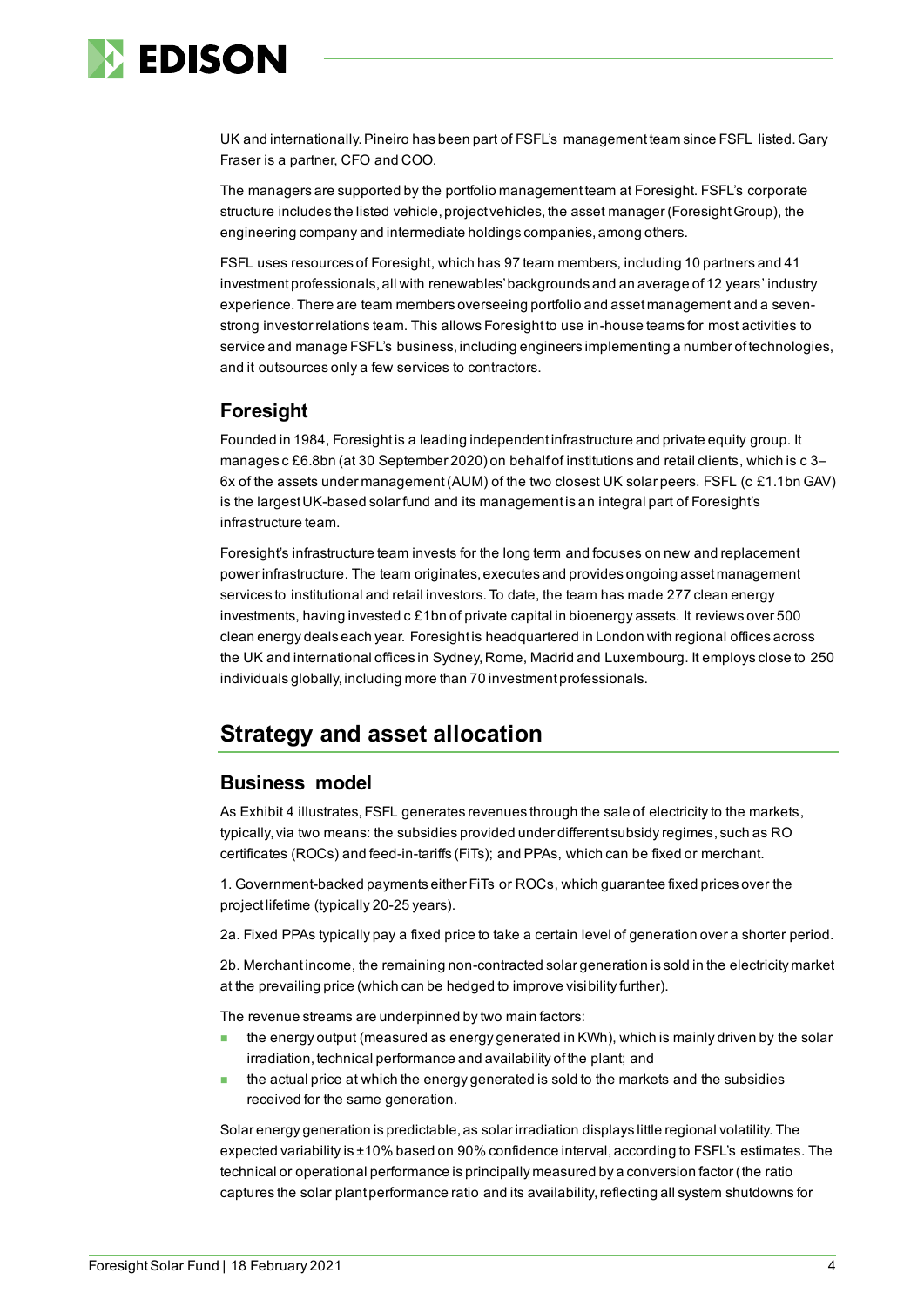UK and internationally. Pineiro has been part of FSFL's management team since FSFL listed. Gary Fraser is a partner, CFO and COO.

The managers are supported by the portfolio management team at Foresight. FSFL's corporate structure includes the listed vehicle, project vehicles, the asset manager (Foresight Group), the engineering company and intermediate holdings companies, among others.

FSFL uses resources of Foresight, which has 97 team members, including 10 partners and 41 investment professionals, all with renewables' backgrounds and an average of 12 years' industry experience. There are team members overseeing portfolio and asset management and a seven-strong investor relations team. This allows Foresight to use in-house teams for most activities to service and manage FSFL's business, including engineers implementing a number of technologies, and it outsources only a few services to contractors.

### Foresight

Founded in 1984, Foresight is a leading independent infrastructure and private equity group. It manages c £6.8bn (at 30 September 2020) on behalf of institutions and retail clients, which is c 3–6x of the assets under management (AUM) of the two closest UK solar peers. FSFL (c £1.1bn GAV) is the largest UK-based solar fund and its management is an integral part of Foresight's infrastructure team.

Foresight's infrastructure team invests for the long term and focuses on new and replacement power infrastructure. The team originates, executes and provides ongoing asset management services to institutional and retail investors. To date, the team has made 277 clean energy investments, having invested c £1bn of private capital in bioenergy assets. It reviews over 500 clean energy deals each year. Foresight is headquartered in London with regional offices across the UK and international offices in Sydney, Rome, Madrid and Luxembourg. It employs close to 250 individuals globally, including more than 70 investment professionals.

## Strategy and asset allocation

### Business model

As Exhibit 4 illustrates, FSFL generates revenues through the sale of electricity to the markets, typically, via two means: the subsidies provided under different subsidy regimes, such as RO certificates (ROCs) and feed-in-tariffs (FiTs); and PPAs, which can be fixed or merchant.

1. Government-backed payments either FiTs or ROCs, which guarantee fixed prices over the project lifetime (typically 20-25 years).

2a. Fixed PPAs typically pay a fixed price to take a certain level of generation over a shorter period.

2b. Merchant income, the remaining non-contracted solar generation is sold in the electricity market at the prevailing price (which can be hedged to improve visibility further).

The revenue streams are underpinned by two main factors:

- the energy output (measured as energy generated in KWh), which is mainly driven by the solar irradiation, technical performance and availability of the plant; and
- the actual price at which the energy generated is sold to the markets and the subsidies received for the same generation.

Solar energy generation is predictable, as solar irradiation displays little regional volatility. The expected variability is ±10% based on 90% confidence interval, according to FSFL's estimates. The technical or operational performance is principally measured by a conversion factor (the ratio captures the solar plant performance ratio and its availability, reflecting all system shutdowns for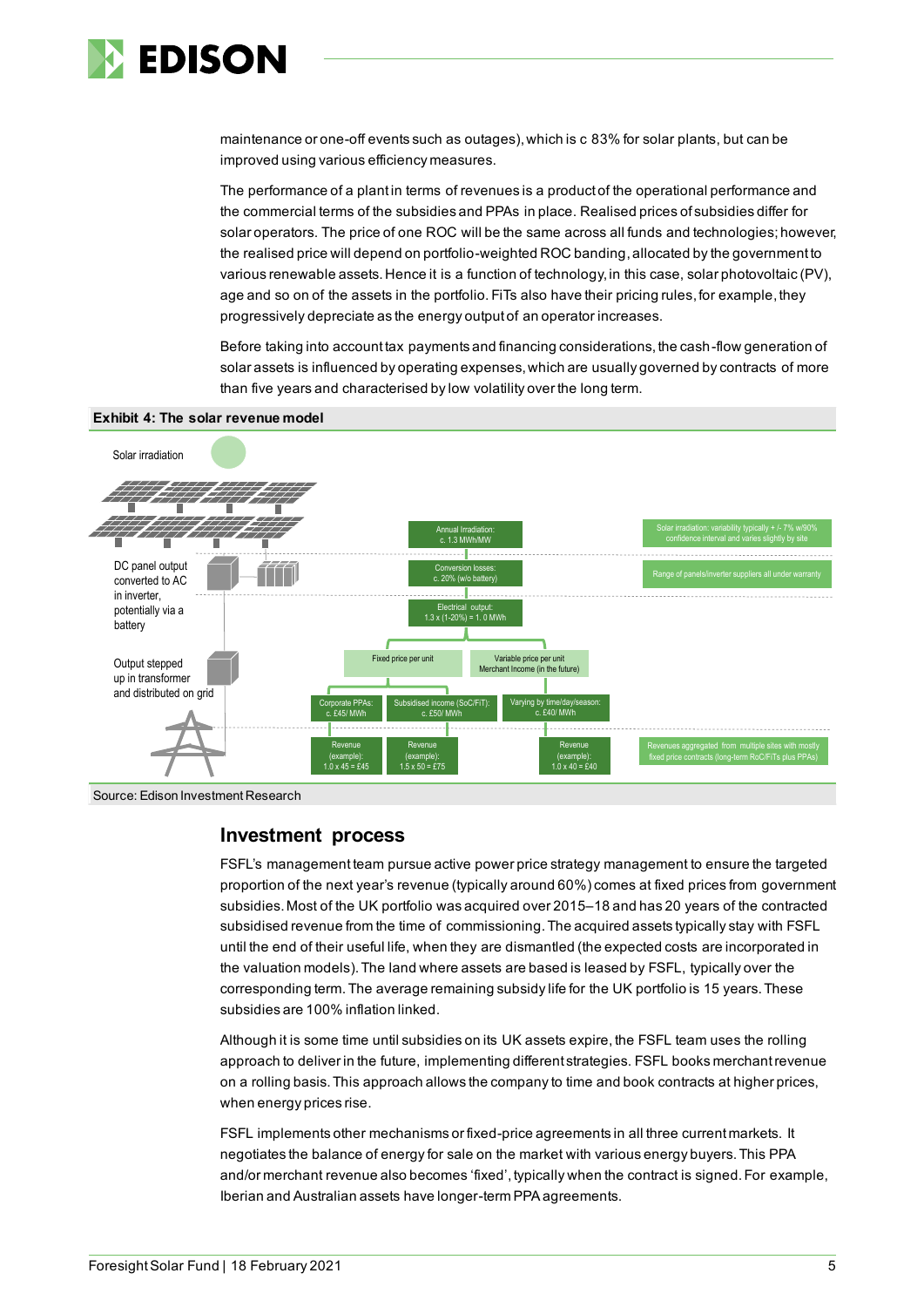maintenance or one-off events such as outages), which is c 83% for solar plants, but can be improved using various efficiency measures.

The performance of a plant in terms of revenues is a product of the operational performance and the commercial terms of the subsidies and PPAs in place. Realised prices of subsidies differ for solar operators. The price of one ROC will be the same across all funds and technologies; however, the realised price will depend on portfolio-weighted ROC banding, allocated by the government to various renewable assets. Hence it is a function of technology, in this case, solar photovoltaic (PV), age and so on of the assets in the portfolio. FiTs also have their pricing rules, for example, they progressively depreciate as the energy output of an operator increases.

Before taking into account tax payments and financing considerations, the cash-flow generation of solar assets is influenced by operating expenses, which are usually governed by contracts of more than five years and characterised by low volatility over the long term.

**Exhibit 4: The solar revenue model**

Solar irradiation

DC panel output converted to AC in inverter, potentially via a battery

Output stepped up in transformer and distributed on grid

Annual Irradiation: c. 1.3 MWh/MW

Conversion losses: c. 20% (w/o battery)

Electrical output: 1.3 x (1-20%) = 1. 0 MWh

Fixed price per unit

Variable price per unit Merchant Income (in the future)

Corporate PPAs: c. £45/ MWh

Subsidised income (SoC/FiT): c. £50/ MWh

Varying by time/day/season: c. £40/ MWh

Revenue (example): 1.0 x 45 = £45

Revenue (example): 1.5 x 50 = £75

Revenue (example): 1.0 x 40 = £40

Solar irradiation: variability typically + /- 7% w/90% confidence interval and varies slightly by site

Range of panels/inverter suppliers all under warranty

Revenues aggregated from multiple sites with mostly fixed price contracts (long-term RoC/FiTs plus PPAs)

Source: Edison Investment Research

## Investment process

FSFL's management team pursue active power price strategy management to ensure the targeted proportion of the next year's revenue (typically around 60%) comes at fixed prices from government subsidies. Most of the UK portfolio was acquired over 2015–18 and has 20 years of the contracted subsidised revenue from the time of commissioning. The acquired assets typically stay with FSFL until the end of their useful life, when they are dismantled (the expected costs are incorporated in the valuation models). The land where assets are based is leased by FSFL, typically over the corresponding term. The average remaining subsidy life for the UK portfolio is 15 years. These subsidies are 100% inflation linked.

Although it is some time until subsidies on its UK assets expire, the FSFL team uses the rolling approach to deliver in the future, implementing different strategies. FSFL books merchant revenue on a rolling basis. This approach allows the company to time and book contracts at higher prices, when energy prices rise.

FSFL implements other mechanisms or fixed-price agreements in all three current markets. It negotiates the balance of energy for sale on the market with various energy buyers. This PPA and/or merchant revenue also becomes 'fixed', typically when the contract is signed. For example, Iberian and Australian assets have longer-term PPA agreements.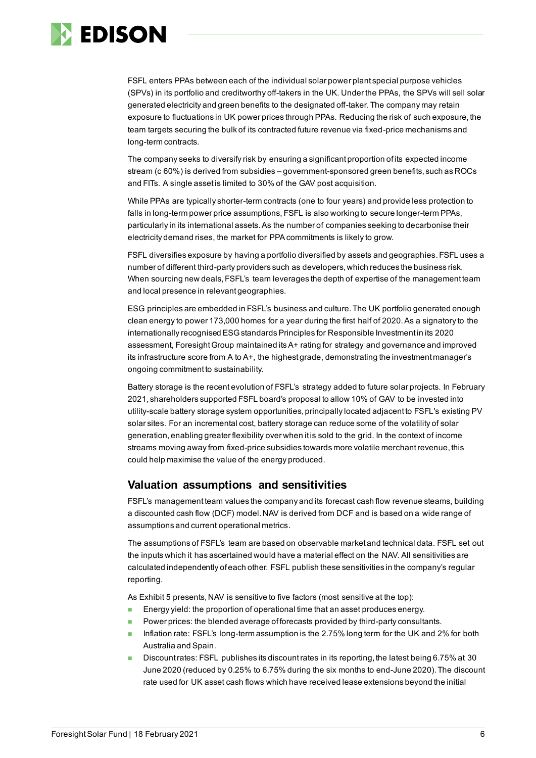FSFL enters PPAs between each of the individual solar power plant special purpose vehicles (SPVs) in its portfolio and creditworthy off-takers in the UK. Under the PPAs, the SPVs will sell solar generated electricity and green benefits to the designated off-taker. The company may retain exposure to fluctuations in UK power prices through PPAs. Reducing the risk of such exposure, the team targets securing the bulk of its contracted future revenue via fixed-price mechanisms and long-term contracts.

The company seeks to diversify risk by ensuring a significant proportion of its expected income stream (c 60%) is derived from subsidies – government-sponsored green benefits, such as ROCs and FITs. A single asset is limited to 30% of the GAV post acquisition.

While PPAs are typically shorter-term contracts (one to four years) and provide less protection to falls in long-term power price assumptions, FSFL is also working to secure longer-term PPAs, particularly in its international assets. As the number of companies seeking to decarbonise their electricity demand rises, the market for PPA commitments is likely to grow.

FSFL diversifies exposure by having a portfolio diversified by assets and geographies. FSFL uses a number of different third-party providers such as developers, which reduces the business risk. When sourcing new deals, FSFL's team leverages the depth of expertise of the management team and local presence in relevant geographies.

ESG principles are embedded in FSFL's business and culture. The UK portfolio generated enough clean energy to power 173,000 homes for a year during the first half of 2020. As a signatory to the internationally recognised ESG standards Principles for Responsible Investment in its 2020 assessment, Foresight Group maintained its A+ rating for strategy and governance and improved its infrastructure score from A to A+, the highest grade, demonstrating the investment manager's ongoing commitment to sustainability.

Battery storage is the recent evolution of FSFL's strategy added to future solar projects. In February 2021, shareholders supported FSFL board's proposal to allow 10% of GAV to be invested into utility-scale battery storage system opportunities, principally located adjacent to FSFL's existing PV solar sites. For an incremental cost, battery storage can reduce some of the volatility of solar generation, enabling greater flexibility over when it is sold to the grid. In the context of income streams moving away from fixed-price subsidies towards more volatile merchant revenue, this could help maximise the value of the energy produced.

## Valuation assumptions and sensitivities

FSFL's management team values the company and its forecast cash flow revenue steams, building a discounted cash flow (DCF) model. NAV is derived from DCF and is based on a wide range of assumptions and current operational metrics.

The assumptions of FSFL's team are based on observable market and technical data. FSFL set out the inputs which it has ascertained would have a material effect on the NAV. All sensitivities are calculated independently of each other. FSFL publish these sensitivities in the company's regular reporting.

As Exhibit 5 presents, NAV is sensitive to five factors (most sensitive at the top):

- Energy yield: the proportion of operational time that an asset produces energy.
- Power prices: the blended average of forecasts provided by third-party consultants.
- Inflation rate: FSFL's long-term assumption is the 2.75% long term for the UK and 2% for both Australia and Spain.
- Discount rates: FSFL publishes its discount rates in its reporting, the latest being 6.75% at 30 June 2020 (reduced by 0.25% to 6.75% during the six months to end-June 2020). The discount rate used for UK asset cash flows which have received lease extensions beyond the initial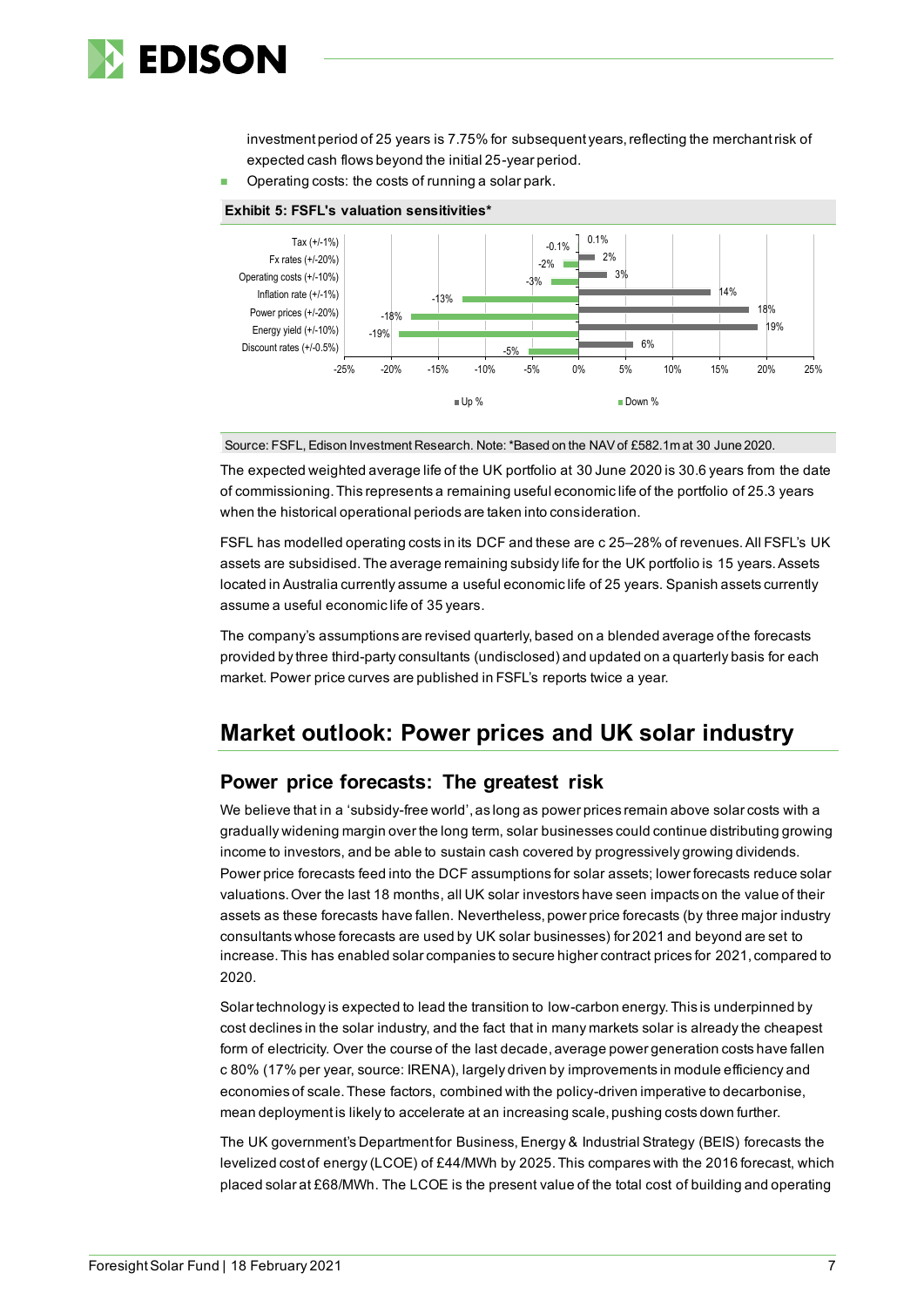investment period of 25 years is 7.75% for subsequent years, reflecting the merchant risk of expected cash flows beyond the initial 25-year period.

- Operating costs: the costs of running a solar park.

**Exhibit 5: FSFL's valuation sensitivities***

| Sensitivity | Up % | Down % |
| --- | --- | --- |
| Tax (+/-1%) | 0.1% | -0.1% |
| Fx rates (+/-20%) | 2% | -2% |
| Operating costs (+/-10%) | 3% | -3% |
| Inflation rate (+/-1%) | 14% | -13% |
| Power prices (+/-20%) | 18% | -18% |
| Energy yield (+/-10%) | 19% | -19% |
| Discount rates (+/-0.5%) | 6% | -5% |

Source: FSFL, Edison Investment Research. Note: *Based on the NAV of £582.1m at 30 June 2020.

The expected weighted average life of the UK portfolio at 30 June 2020 is 30.6 years from the date of commissioning. This represents a remaining useful economic life of the portfolio of 25.3 years when the historical operational periods are taken into consideration.

FSFL has modelled operating costs in its DCF and these are c 25–28% of revenues. All FSFL's UK assets are subsidised. The average remaining subsidy life for the UK portfolio is 15 years. Assets located in Australia currently assume a useful economic life of 25 years. Spanish assets currently assume a useful economic life of 35 years.

The company's assumptions are revised quarterly, based on a blended average of the forecasts provided by three third-party consultants (undisclosed) and updated on a quarterly basis for each market. Power price curves are published in FSFL's reports twice a year.

## Market outlook: Power prices and UK solar industry

### Power price forecasts: The greatest risk

We believe that in a 'subsidy-free world', as long as power prices remain above solar costs with a gradually widening margin over the long term, solar businesses could continue distributing growing income to investors, and be able to sustain cash covered by progressively growing dividends. Power price forecasts feed into the DCF assumptions for solar assets; lower forecasts reduce solar valuations. Over the last 18 months, all UK solar investors have seen impacts on the value of their assets as these forecasts have fallen. Nevertheless, power price forecasts (by three major industry consultants whose forecasts are used by UK solar businesses) for 2021 and beyond are set to increase. This has enabled solar companies to secure higher contract prices for 2021, compared to 2020.

Solar technology is expected to lead the transition to low-carbon energy. This is underpinned by cost declines in the solar industry, and the fact that in many markets solar is already the cheapest form of electricity. Over the course of the last decade, average power generation costs have fallen c 80% (17% per year, source: IRENA), largely driven by improvements in module efficiency and economies of scale. These factors, combined with the policy-driven imperative to decarbonise, mean deployment is likely to accelerate at an increasing scale, pushing costs down further.

The UK government's Department for Business, Energy & Industrial Strategy (BEIS) forecasts the levelized cost of energy (LCOE) of £44/MWh by 2025. This compares with the 2016 forecast, which placed solar at £68/MWh. The LCOE is the present value of the total cost of building and operating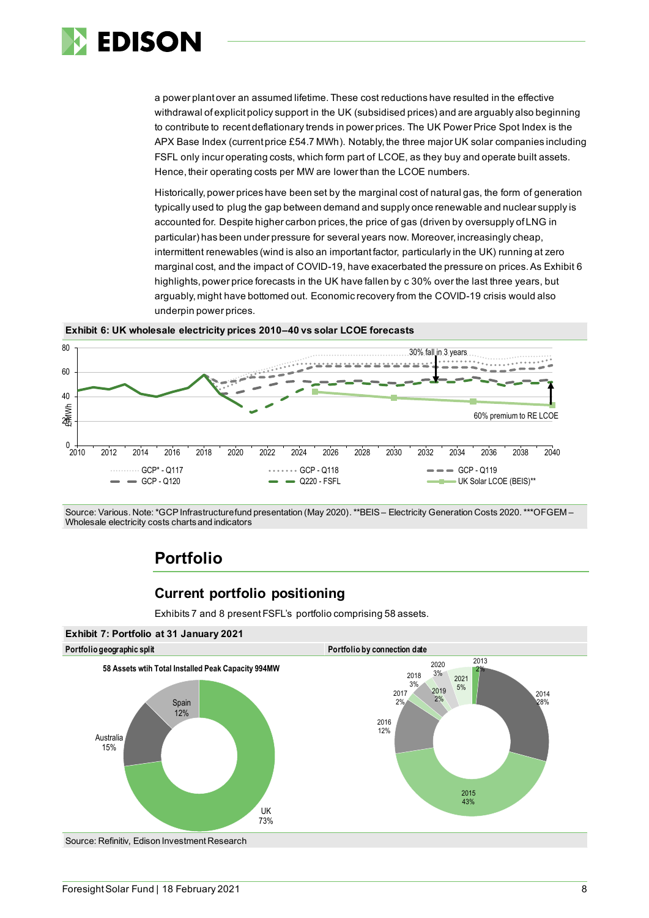a power plant over an assumed lifetime. These cost reductions have resulted in the effective withdrawal of explicit policy support in the UK (subsidised prices) and are arguably also beginning to contribute to recent deflationary trends in power prices. The UK Power Price Spot Index is the APX Base Index (current price £54.7 MWh). Notably, the three major UK solar companies including FSFL only incur operating costs, which form part of LCOE, as they buy and operate built assets. Hence, their operating costs per MW are lower than the LCOE numbers.

Historically, power prices have been set by the marginal cost of natural gas, the form of generation typically used to plug the gap between demand and supply once renewable and nuclear supply is accounted for. Despite higher carbon prices, the price of gas (driven by oversupply of LNG in particular) has been under pressure for several years now. Moreover, increasingly cheap, intermittent renewables (wind is also an important factor, particularly in the UK) running at zero marginal cost, and the impact of COVID-19, have exacerbated the pressure on prices. As Exhibit 6 highlights, power price forecasts in the UK have fallen by c 30% over the last three years, but arguably, might have bottomed out. Economic recovery from the COVID-19 crisis would also underpin power prices.

**Exhibit 6: UK wholesale electricity prices 2010–40 vs solar LCOE forecasts**

Source: Various. Note: *GCP Infrastructure fund presentation (May 2020). **BEIS – Electricity Generation Costs 2020. ***OFGEM – Wholesale electricity costs charts and indicators

## Portfolio

### Current portfolio positioning

Exhibits 7 and 8 present FSFL's portfolio comprising 58 assets.

**Exhibit 7: Portfolio at 31 January 2021**

**Portfolio geographic split** — 58 Assets wtih Total Installed Peak Capacity 994MW

| Region | Share |
|---|---|
| UK | 73% |
| Australia | 15% |
| Spain | 12% |

**Portfolio by connection date**

| Year | Share |
|---|---|
| 2013 | 2% |
| 2014 | 28% |
| 2015 | 43% |
| 2016 | 12% |
| 2017 | 2% |
| 2018 | 3% |
| 2019 | 2% |
| 2020 | 3% |
| 2021 | 5% |

Source: Refinitiv, Edison Investment Research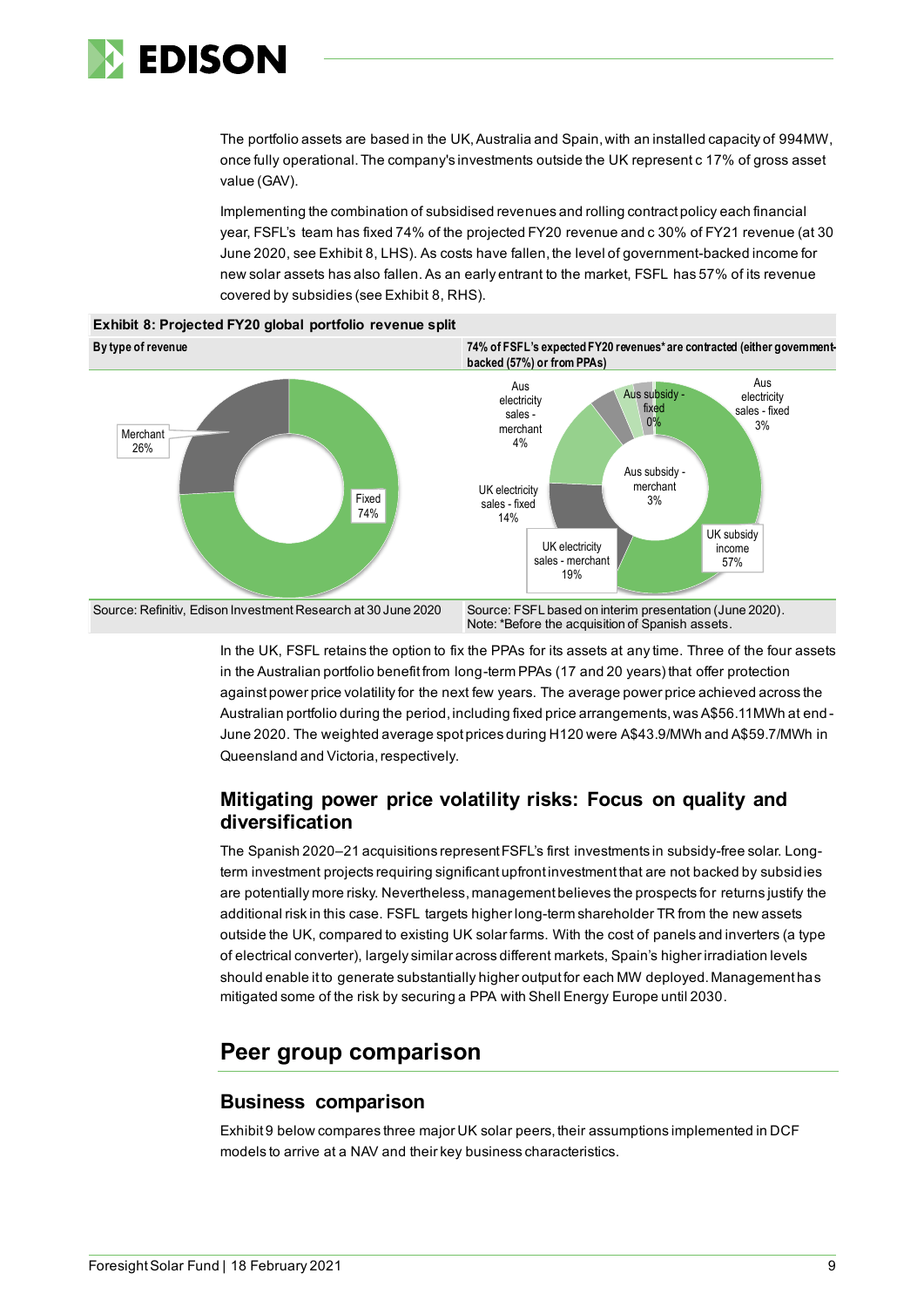The portfolio assets are based in the UK, Australia and Spain, with an installed capacity of 994MW, once fully operational. The company's investments outside the UK represent c 17% of gross asset value (GAV).

Implementing the combination of subsidised revenues and rolling contract policy each financial year, FSFL's team has fixed 74% of the projected FY20 revenue and c 30% of FY21 revenue (at 30 June 2020, see Exhibit 8, LHS). As costs have fallen, the level of government-backed income for new solar assets has also fallen. As an early entrant to the market, FSFL has 57% of its revenue covered by subsidies (see Exhibit 8, RHS).

**Exhibit 8: Projected FY20 global portfolio revenue split**

**By type of revenue**

Merchant 26%

Fixed 74%

Source: Refinitiv, Edison Investment Research at 30 June 2020

**74% of FSFL's expected FY20 revenues\* are contracted (either government-backed (57%) or from PPAs)**

Aus electricity sales - merchant 4%

Aus subsidy - fixed 0%

Aus electricity sales - fixed 3%

Aus subsidy - merchant 3%

UK electricity sales - fixed 14%

UK electricity sales - merchant 19%

UK subsidy income 57%

Source: FSFL based on interim presentation (June 2020).
Note: \*Before the acquisition of Spanish assets.

In the UK, FSFL retains the option to fix the PPAs for its assets at any time. Three of the four assets in the Australian portfolio benefit from long-term PPAs (17 and 20 years) that offer protection against power price volatility for the next few years. The average power price achieved across the Australian portfolio during the period, including fixed price arrangements, was A$56.11MWh at end-June 2020. The weighted average spot prices during H120 were A$43.9/MWh and A$59.7/MWh in Queensland and Victoria, respectively.

### Mitigating power price volatility risks: Focus on quality and diversification

The Spanish 2020–21 acquisitions represent FSFL's first investments in subsidy-free solar. Long-term investment projects requiring significant upfront investment that are not backed by subsidies are potentially more risky. Nevertheless, management believes the prospects for returns justify the additional risk in this case. FSFL targets higher long-term shareholder TR from the new assets outside the UK, compared to existing UK solar farms. With the cost of panels and inverters (a type of electrical converter), largely similar across different markets, Spain's higher irradiation levels should enable it to generate substantially higher output for each MW deployed. Management has mitigated some of the risk by securing a PPA with Shell Energy Europe until 2030.

## Peer group comparison

### Business comparison

Exhibit 9 below compares three major UK solar peers, their assumptions implemented in DCF models to arrive at a NAV and their key business characteristics.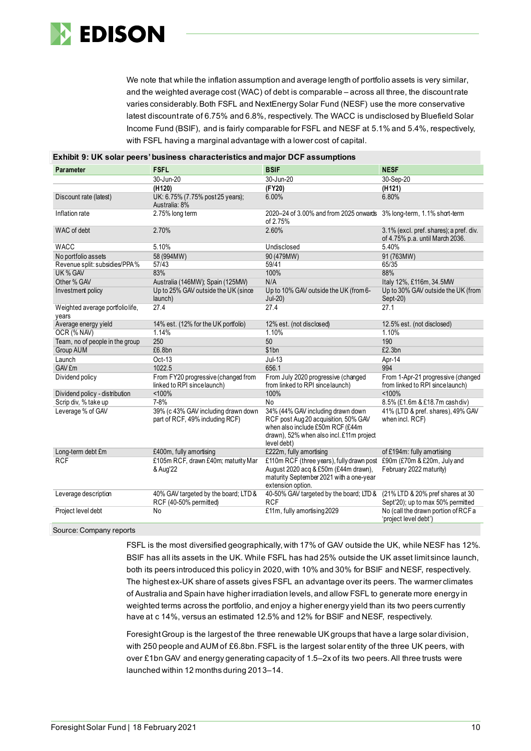We note that while the inflation assumption and average length of portfolio assets is very similar, and the weighted average cost (WAC) of debt is comparable – across all three, the discount rate varies considerably. Both FSFL and NextEnergy Solar Fund (NESF) use the more conservative latest discount rate of 6.75% and 6.8%, respectively. The WACC is undisclosed by Bluefield Solar Income Fund (BSIF), and is fairly comparable for FSFL and NESF at 5.1% and 5.4%, respectively, with FSFL having a marginal advantage with a lower cost of capital.

**Exhibit 9: UK solar peers' business characteristics and major DCF assumptions**

| Parameter | FSFL | BSIF | NESF |
|---|---|---|---|
| | 30-Jun-20 | 30-Jun-20 | 30-Sep-20 |
| | **(H120)** | **(FY20)** | **(H121)** |
| Discount rate (latest) | UK: 6.75% (7.75% post 25 years); Australia: 8% | 6.00% | 6.80% |
| Inflation rate | 2.75% long term | 2020–24 of 3.00% and from 2025 onwards of 2.75% | 3% long-term, 1.1% short-term |
| WAC of debt | 2.70% | 2.60% | 3.1% (excl. pref. shares); a pref. div. of 4.75% p.a. until March 2036. |
| WACC | 5.10% | Undisclosed | 5.40% |
| No portfolio assets | 58 (994MW) | 90 (479MW) | 91 (763MW) |
| Revenue split: subsidies/PPA% | 57/43 | 59/41 | 65/35 |
| UK % GAV | 83% | 100% | 88% |
| Other % GAV | Australia (146MW); Spain (125MW) | N/A | Italy 12%, £116m, 34.5MW |
| Investment policy | Up to 25% GAV outside the UK (since launch) | Up to 10% GAV outside the UK (from 6-Jul-20) | Up to 30% GAV outside the UK (from Sept-20) |
| Weighted average portfolio life, years | 27.4 | 27.4 | 27.1 |
| Average energy yield | 14% est. (12% for the UK portfolio) | 12% est. (not disclosed) | 12.5% est. (not disclosed) |
| OCR (% NAV) | 1.14% | 1.10% | 1.10% |
| Team, no of people in the group | 250 | 50 | 190 |
| Group AUM | £6.8bn | $1bn | £2.3bn |
| Launch | Oct-13 | Jul-13 | Apr-14 |
| GAV £m | 1022.5 | 656.1 | 994 |
| Dividend policy | From FY20 progressive (changed from linked to RPI since launch) | From July 2020 progressive (changed from linked to RPI since launch) | From 1-Apr-21 progressive (changed from linked to RPI since launch) |
| Dividend policy - distribution | <100% | 100% | <100% |
| Scrip div, % take up | 7-8% | No | 8.5% (£1.6m & £18.7m cash div) |
| Leverage % of GAV | 39% (c 43% GAV including drawn down part of RCF, 49% including RCF) | 34% (44% GAV including drawn down RCF post Aug 20 acquisition, 50% GAV when also include £50m RCF (£44m drawn), 52% when also incl. £11m project level debt) | 41% (LTD & pref. shares), 49% GAV when incl. RCF) |
| Long-term debt £m | £400m, fully amortising | £222m, fully amortising | of £194m: fully amortising |
| RCF | £105m RCF, drawn £40m; maturity Mar & Aug'22 | £110m RCF (three years), fully drawn post August 2020 acq & £50m (£44m drawn), maturity September 2021 with a one-year extension option. | £90m (£70m & £20m, July and February 2022 maturity) |
| Leverage description | 40% GAV targeted by the board; LTD & RCF (40-50% permitted) | 40-50% GAV targeted by the board; LTD & RCF | (21% LTD & 20% pref shares at 30 Sept'20); up to max 50% permitted |
| Project level debt | No | £11m, fully amortising 2029 | No (call the drawn portion of RCF a 'project level debt') |

Source: Company reports

FSFL is the most diversified geographically, with 17% of GAV outside the UK, while NESF has 12%. BSIF has all its assets in the UK. While FSFL has had 25% outside the UK asset limit since launch, both its peers introduced this policy in 2020, with 10% and 30% for BSIF and NESF, respectively. The highest ex-UK share of assets gives FSFL an advantage over its peers. The warmer climates of Australia and Spain have higher irradiation levels, and allow FSFL to generate more energy in weighted terms across the portfolio, and enjoy a higher energy yield than its two peers currently have at c 14%, versus an estimated 12.5% and 12% for BSIF and NESF, respectively.

Foresight Group is the largest of the three renewable UK groups that have a large solar division, with 250 people and AUM of £6.8bn. FSFL is the largest solar entity of the three UK peers, with over £1bn GAV and energy generating capacity of 1.5–2x of its two peers. All three trusts were launched within 12 months during 2013–14.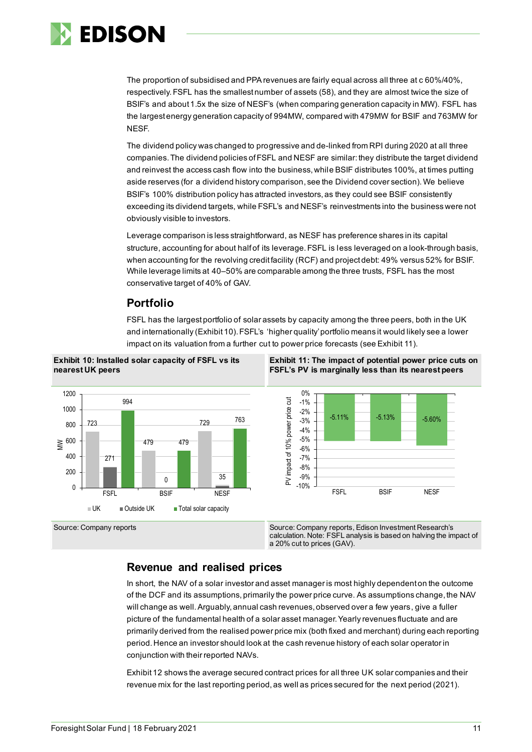The proportion of subsidised and PPA revenues are fairly equal across all three at c 60%/40%, respectively. FSFL has the smallest number of assets (58), and they are almost twice the size of BSIF's and about 1.5x the size of NESF's (when comparing generation capacity in MW). FSFL has the largest energy generation capacity of 994MW, compared with 479MW for BSIF and 763MW for NESF.

The dividend policy was changed to progressive and de-linked from RPI during 2020 at all three companies. The dividend policies of FSFL and NESF are similar: they distribute the target dividend and reinvest the access cash flow into the business, while BSIF distributes 100%, at times putting aside reserves (for a dividend history comparison, see the Dividend cover section). We believe BSIF's 100% distribution policy has attracted investors, as they could see BSIF consistently exceeding its dividend targets, while FSFL's and NESF's reinvestments into the business were not obviously visible to investors.

Leverage comparison is less straightforward, as NESF has preference shares in its capital structure, accounting for about half of its leverage. FSFL is less leveraged on a look-through basis, when accounting for the revolving credit facility (RCF) and project debt: 49% versus 52% for BSIF. While leverage limits at 40–50% are comparable among the three trusts, FSFL has the most conservative target of 40% of GAV.

## Portfolio

FSFL has the largest portfolio of solar assets by capacity among the three peers, both in the UK and internationally (Exhibit 10). FSFL's 'higher quality' portfolio means it would likely see a lower impact on its valuation from a further cut to power price forecasts (see Exhibit 11).

**Exhibit 10: Installed solar capacity of FSFL vs its nearest UK peers**

| MW | UK | Outside UK | Total solar capacity |
|---|---|---|---|
| FSFL | 723 | 271 | 994 |
| BSIF | 479 | 0 | 479 |
| NESF | 729 | 35 | 763 |

Source: Company reports

**Exhibit 11: The impact of potential power price cuts on FSFL's PV is marginally less than its nearest peers**

| | PV impact of 10% power price cut |
|---|---|
| FSFL | -5.11% |
| BSIF | -5.13% |
| NESF | -5.60% |

Source: Company reports, Edison Investment Research's calculation. Note: FSFL analysis is based on halving the impact of a 20% cut to prices (GAV).

## Revenue and realised prices

In short, the NAV of a solar investor and asset manager is most highly dependent on the outcome of the DCF and its assumptions, primarily the power price curve. As assumptions change, the NAV will change as well. Arguably, annual cash revenues, observed over a few years, give a fuller picture of the fundamental health of a solar asset manager. Yearly revenues fluctuate and are primarily derived from the realised power price mix (both fixed and merchant) during each reporting period. Hence an investor should look at the cash revenue history of each solar operator in conjunction with their reported NAVs.

Exhibit 12 shows the average secured contract prices for all three UK solar companies and their revenue mix for the last reporting period, as well as prices secured for the next period (2021).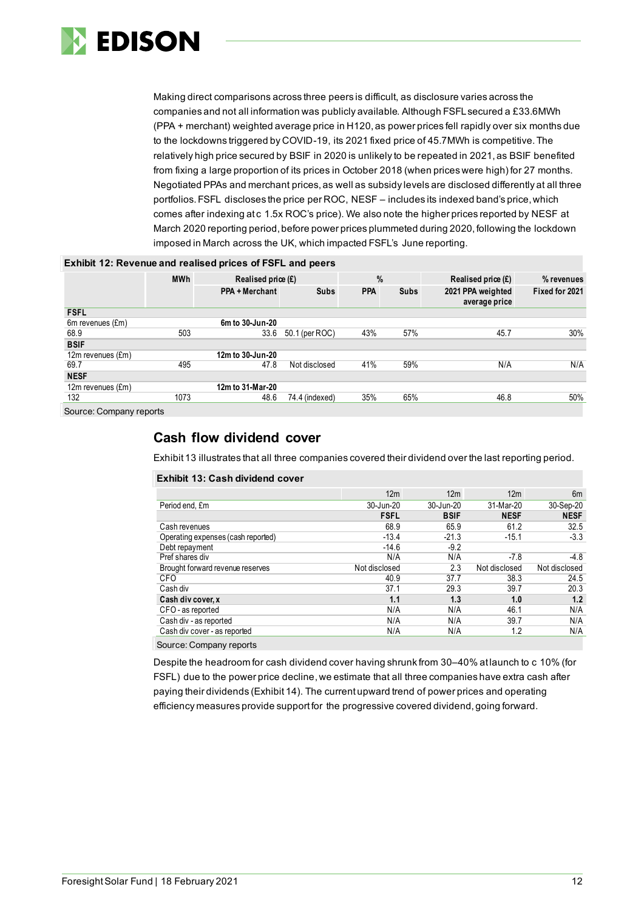Making direct comparisons across three peers is difficult, as disclosure varies across the companies and not all information was publicly available. Although FSFL secured a £33.6MWh (PPA + merchant) weighted average price in H120, as power prices fell rapidly over six months due to the lockdowns triggered by COVID-19, its 2021 fixed price of 45.7MWh is competitive. The relatively high price secured by BSIF in 2020 is unlikely to be repeated in 2021, as BSIF benefited from fixing a large proportion of its prices in October 2018 (when prices were high) for 27 months. Negotiated PPAs and merchant prices, as well as subsidy levels are disclosed differently at all three portfolios. FSFL discloses the price per ROC, NESF – includes its indexed band's price, which comes after indexing at c 1.5x ROC's price). We also note the higher prices reported by NESF at March 2020 reporting period, before power prices plummeted during 2020, following the lockdown imposed in March across the UK, which impacted FSFL's June reporting.

**Exhibit 12: Revenue and realised prices of FSFL and peers**

| | MWh | Realised price (£) | | % | | Realised price (£) | % revenues |
|---|---|---|---|---|---|---|---|
| | | PPA + Merchant | Subs | PPA | Subs | 2021 PPA weighted average price | Fixed for 2021 |
| **FSFL** | | | | | | | |
| 6m revenues (£m) | | 6m to 30-Jun-20 | | | | | |
| 68.9 | 503 | 33.6 | 50.1 (per ROC) | 43% | 57% | 45.7 | 30% |
| **BSIF** | | | | | | | |
| 12m revenues (£m) | | 12m to 30-Jun-20 | | | | | |
| 69.7 | 495 | 47.8 | Not disclosed | 41% | 59% | N/A | N/A |
| **NESF** | | | | | | | |
| 12m revenues (£m) | | 12m to 31-Mar-20 | | | | | |
| 132 | 1073 | 48.6 | 74.4 (indexed) | 35% | 65% | 46.8 | 50% |

Source: Company reports

## Cash flow dividend cover

Exhibit 13 illustrates that all three companies covered their dividend over the last reporting period.

**Exhibit 13: Cash dividend cover**

| | 12m | 12m | 12m | 6m |
|---|---|---|---|---|
| Period end, £m | 30-Jun-20 | 30-Jun-20 | 31-Mar-20 | 30-Sep-20 |
| | **FSFL** | **BSIF** | **NESF** | **NESF** |
| Cash revenues | 68.9 | 65.9 | 61.2 | 32.5 |
| Operating expenses (cash reported) | -13.4 | -21.3 | -15.1 | -3.3 |
| Debt repayment | -14.6 | -9.2 | | |
| Pref shares div | N/A | N/A | -7.8 | -4.8 |
| Brought forward revenue reserves | Not disclosed | 2.3 | Not disclosed | Not disclosed |
| CFO | 40.9 | 37.7 | 38.3 | 24.5 |
| Cash div | 37.1 | 29.3 | 39.7 | 20.3 |
| **Cash div cover, x** | **1.1** | **1.3** | **1.0** | **1.2** |
| CFO - as reported | N/A | N/A | 46.1 | N/A |
| Cash div - as reported | N/A | N/A | 39.7 | N/A |
| Cash div cover - as reported | N/A | N/A | 1.2 | N/A |

Source: Company reports

Despite the headroom for cash dividend cover having shrunk from 30–40% at launch to c 10% (for FSFL) due to the power price decline, we estimate that all three companies have extra cash after paying their dividends (Exhibit 14). The current upward trend of power prices and operating efficiency measures provide support for the progressive covered dividend, going forward.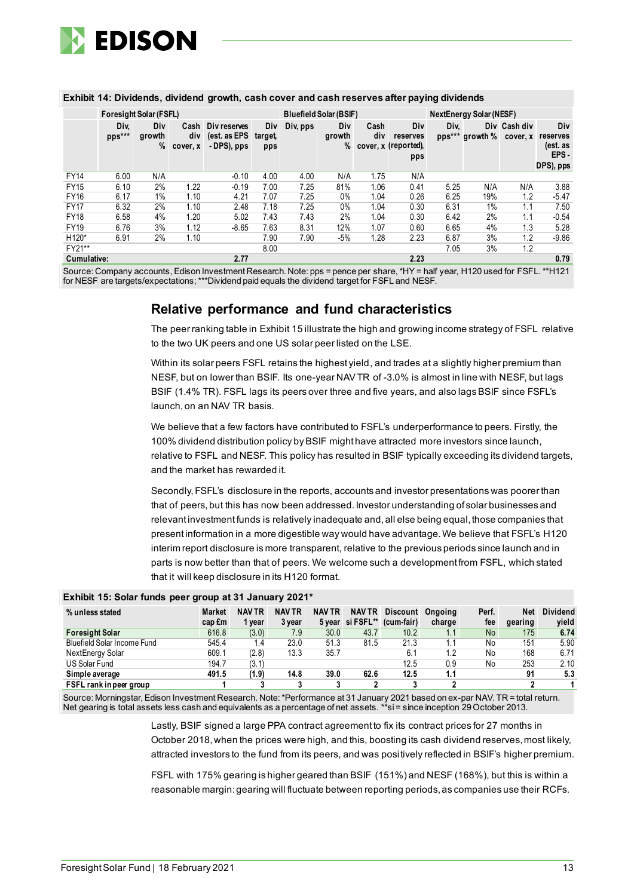**Exhibit 14: Dividends, dividend growth, cash cover and cash reserves after paying dividends**

| | Foresight Solar (FSFL) | | | | | Bluefield Solar (BSIF) | | | | NextEnergy Solar (NESF) | | | |
|---|---|---|---|---|---|---|---|---|---|---|---|---|---|
| | Div, pps*** | Div growth % | Cash div cover, x | Div reserves (est. as EPS - DPS), pps | Div target, pps | Div, pps | Div growth % | Cash div cover, x | Div reserves (reported), pps | Div, pps*** | Div growth % | Cash div cover, x | Div reserves (est. as EPS - DPS), pps |
| FY14 | 6.00 | N/A | | -0.10 | 4.00 | 4.00 | N/A | 1.75 | N/A | | | | |
| FY15 | 6.10 | 2% | 1.22 | -0.19 | 7.00 | 7.25 | 81% | 1.06 | 0.41 | 5.25 | N/A | N/A | 3.88 |
| FY16 | 6.17 | 1% | 1.10 | 4.21 | 7.07 | 7.25 | 0% | 1.04 | 0.26 | 6.25 | 19% | 1.2 | -5.47 |
| FY17 | 6.32 | 2% | 1.10 | 2.48 | 7.18 | 7.25 | 0% | 1.04 | 0.30 | 6.31 | 1% | 1.1 | 7.50 |
| FY18 | 6.58 | 4% | 1.20 | 5.02 | 7.43 | 7.43 | 2% | 1.04 | 0.30 | 6.42 | 2% | 1.1 | -0.54 |
| FY19 | 6.76 | 3% | 1.12 | -8.65 | 7.63 | 8.31 | 12% | 1.07 | 0.60 | 6.65 | 4% | 1.3 | 5.28 |
| H120* | 6.91 | 2% | 1.10 | | 7.90 | 7.90 | -5% | 1.28 | 2.23 | 6.87 | 3% | 1.2 | -9.86 |
| FY21** | | | | | 8.00 | | | | | 7.05 | 3% | 1.2 | |
| **Cumulative:** | | | | **2.77** | | | | | **2.23** | | | | **0.79** |

Source: Company accounts, Edison Investment Research. Note: pps = pence per share, *HY = half year, H120 used for FSFL. **H121 for NESF are targets/expectations; ***Dividend paid equals the dividend target for FSFL and NESF.

## Relative performance and fund characteristics

The peer ranking table in Exhibit 15 illustrate the high and growing income strategy of FSFL relative to the two UK peers and one US solar peer listed on the LSE.

Within its solar peers FSFL retains the highest yield, and trades at a slightly higher premium than NESF, but on lower than BSIF. Its one-year NAV TR of -3.0% is almost in line with NESF, but lags BSIF (1.4% TR). FSFL lags its peers over three and five years, and also lags BSIF since FSFL's launch, on an NAV TR basis.

We believe that a few factors have contributed to FSFL's underperformance to peers. Firstly, the 100% dividend distribution policy by BSIF might have attracted more investors since launch, relative to FSFL and NESF. This policy has resulted in BSIF typically exceeding its dividend targets, and the market has rewarded it.

Secondly, FSFL's disclosure in the reports, accounts and investor presentations was poorer than that of peers, but this has now been addressed. Investor understanding of solar businesses and relevant investment funds is relatively inadequate and, all else being equal, those companies that present information in a more digestible way would have advantage. We believe that FSFL's H120 interim report disclosure is more transparent, relative to the previous periods since launch and in parts is now better than that of peers. We welcome such a development from FSFL, which stated that it will keep disclosure in its H120 format.

**Exhibit 15: Solar funds peer group at 31 January 2021***

| % unless stated | Market cap £m | NAV TR 1 year | NAV TR 3 year | NAV TR 5 year | NAV TR si FSFL** | Discount (cum-fair) | Ongoing charge | Perf. fee | Net gearing | Dividend yield |
|---|---|---|---|---|---|---|---|---|---|---|
| **Foresight Solar** | **616.8** | **(3.0)** | **7.9** | **30.0** | **43.7** | **10.2** | **1.1** | **No** | **175** | **6.74** |
| Bluefield Solar Income Fund | 545.4 | 1.4 | 23.0 | 51.3 | 81.5 | 21.3 | 1.1 | No | 151 | 5.90 |
| NextEnergy Solar | 609.1 | (2.8) | 13.3 | 35.7 | | 6.1 | 1.2 | No | 168 | 6.71 |
| US Solar Fund | 194.7 | (3.1) | | | | 12.5 | 0.9 | No | 253 | 2.10 |
| **Simple average** | **491.5** | **(1.9)** | **14.8** | **39.0** | **62.6** | **12.5** | **1.1** | | **91** | **5.3** |
| **FSFL rank in peer group** | **1** | **3** | **3** | **3** | **2** | **3** | **2** | | **2** | **1** |

Source: Morningstar, Edison Investment Research. Note: *Performance at 31 January 2021 based on ex-par NAV. TR = total return. Net gearing is total assets less cash and equivalents as a percentage of net assets. **si = since inception 29 October 2013.

Lastly, BSIF signed a large PPA contract agreement to fix its contract prices for 27 months in October 2018, when the prices were high, and this, boosting its cash dividend reserves, most likely, attracted investors to the fund from its peers, and was positively reflected in BSIF's higher premium.

FSFL with 175% gearing is higher geared than BSIF (151%) and NESF (168%), but this is within a reasonable margin: gearing will fluctuate between reporting periods, as companies use their RCFs.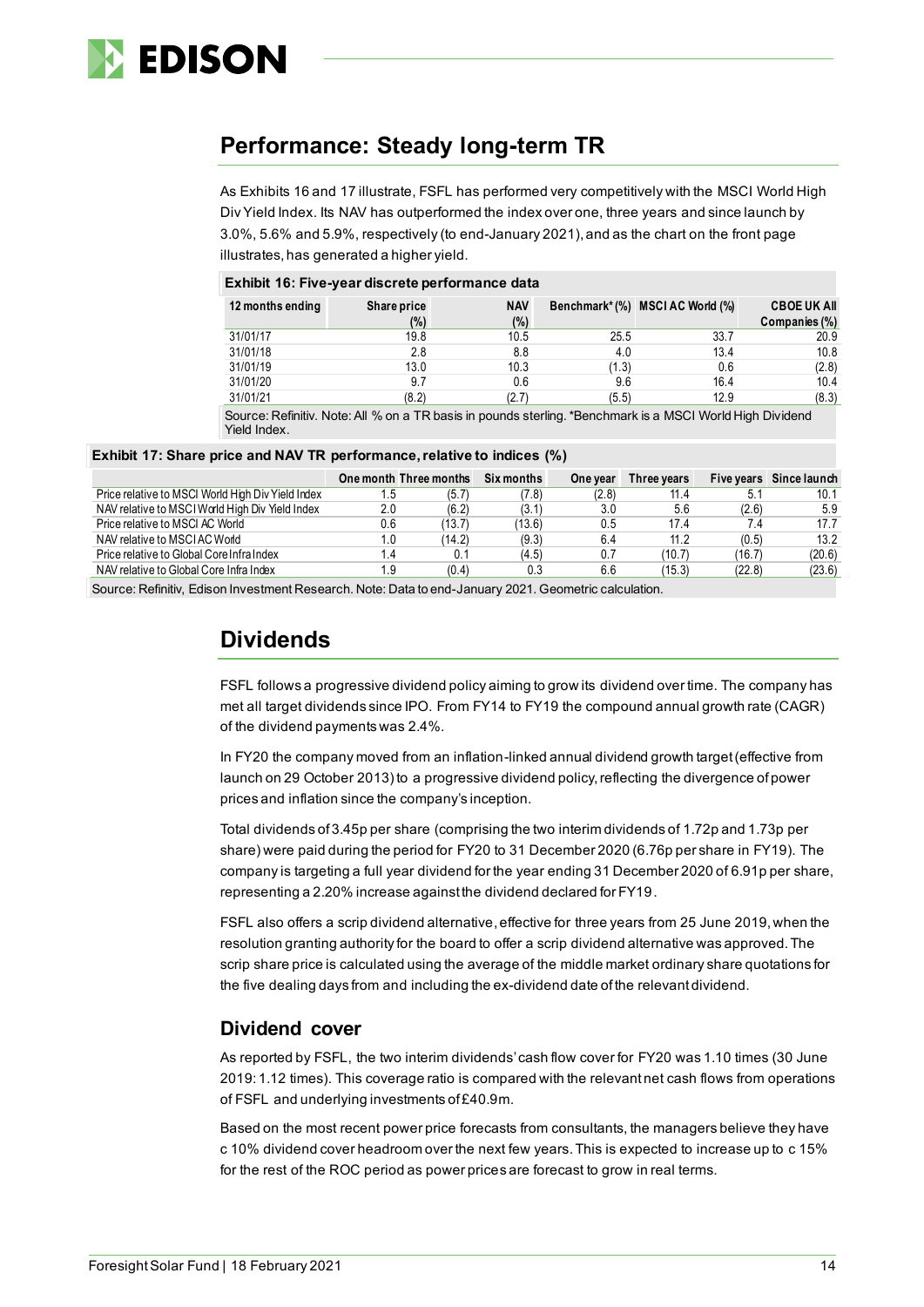## Performance: Steady long-term TR

As Exhibits 16 and 17 illustrate, FSFL has performed very competitively with the MSCI World High Div Yield Index. Its NAV has outperformed the index over one, three years and since launch by 3.0%, 5.6% and 5.9%, respectively (to end-January 2021), and as the chart on the front page illustrates, has generated a higher yield.

**Exhibit 16: Five-year discrete performance data**

| 12 months ending | Share price (%) | NAV (%) | Benchmark* (%) | MSCI AC World (%) | CBOE UK All Companies (%) |
|---|---|---|---|---|---|
| 31/01/17 | 19.8 | 10.5 | 25.5 | 33.7 | 20.9 |
| 31/01/18 | 2.8 | 8.8 | 4.0 | 13.4 | 10.8 |
| 31/01/19 | 13.0 | 10.3 | (1.3) | 0.6 | (2.8) |
| 31/01/20 | 9.7 | 0.6 | 9.6 | 16.4 | 10.4 |
| 31/01/21 | (8.2) | (2.7) | (5.5) | 12.9 | (8.3) |

Source: Refinitiv. Note: All % on a TR basis in pounds sterling. *Benchmark is a MSCI World High Dividend Yield Index.

**Exhibit 17: Share price and NAV TR performance, relative to indices (%)**

| | One month | Three months | Six months | One year | Three years | Five years | Since launch |
|---|---|---|---|---|---|---|---|
| Price relative to MSCI World High Div Yield Index | 1.5 | (5.7) | (7.8) | (2.8) | 11.4 | 5.1 | 10.1 |
| NAV relative to MSCI World High Div Yield Index | 2.0 | (6.2) | (3.1) | 3.0 | 5.6 | (2.6) | 5.9 |
| Price relative to MSCI AC World | 0.6 | (13.7) | (13.6) | 0.5 | 17.4 | 7.4 | 17.7 |
| NAV relative to MSCI AC World | 1.0 | (14.2) | (9.3) | 6.4 | 11.2 | (0.5) | 13.2 |
| Price relative to Global Core Infra Index | 1.4 | 0.1 | (4.5) | 0.7 | (10.7) | (16.7) | (20.6) |
| NAV relative to Global Core Infra Index | 1.9 | (0.4) | 0.3 | 6.6 | (15.3) | (22.8) | (23.6) |

Source: Refinitiv, Edison Investment Research. Note: Data to end-January 2021. Geometric calculation.

## Dividends

FSFL follows a progressive dividend policy aiming to grow its dividend over time. The company has met all target dividends since IPO. From FY14 to FY19 the compound annual growth rate (CAGR) of the dividend payments was 2.4%.

In FY20 the company moved from an inflation-linked annual dividend growth target (effective from launch on 29 October 2013) to a progressive dividend policy, reflecting the divergence of power prices and inflation since the company's inception.

Total dividends of 3.45p per share (comprising the two interim dividends of 1.72p and 1.73p per share) were paid during the period for FY20 to 31 December 2020 (6.76p per share in FY19). The company is targeting a full year dividend for the year ending 31 December 2020 of 6.91p per share, representing a 2.20% increase against the dividend declared for FY19.

FSFL also offers a scrip dividend alternative, effective for three years from 25 June 2019, when the resolution granting authority for the board to offer a scrip dividend alternative was approved. The scrip share price is calculated using the average of the middle market ordinary share quotations for the five dealing days from and including the ex-dividend date of the relevant dividend.

### Dividend cover

As reported by FSFL, the two interim dividends' cash flow cover for FY20 was 1.10 times (30 June 2019: 1.12 times). This coverage ratio is compared with the relevant net cash flows from operations of FSFL and underlying investments of £40.9m.

Based on the most recent power price forecasts from consultants, the managers believe they have c 10% dividend cover headroom over the next few years. This is expected to increase up to c 15% for the rest of the ROC period as power prices are forecast to grow in real terms.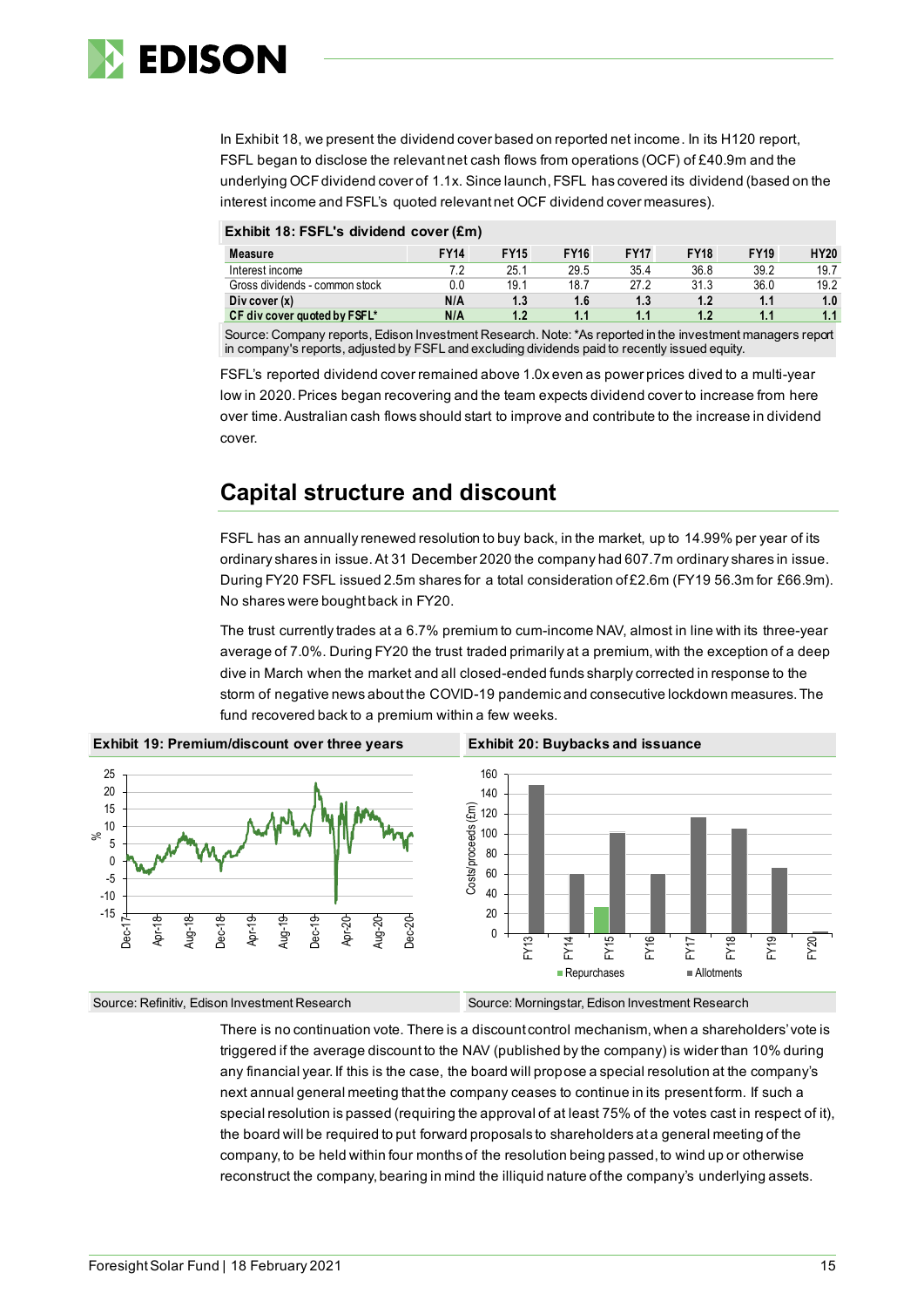In Exhibit 18, we present the dividend cover based on reported net income. In its H120 report, FSFL began to disclose the relevant net cash flows from operations (OCF) of £40.9m and the underlying OCF dividend cover of 1.1x. Since launch, FSFL has covered its dividend (based on the interest income and FSFL's quoted relevant net OCF dividend cover measures).

**Exhibit 18: FSFL's dividend cover (£m)**

| Measure | FY14 | FY15 | FY16 | FY17 | FY18 | FY19 | HY20 |
|---|---|---|---|---|---|---|---|
| Interest income | 7.2 | 25.1 | 29.5 | 35.4 | 36.8 | 39.2 | 19.7 |
| Gross dividends - common stock | 0.0 | 19.1 | 18.7 | 27.2 | 31.3 | 36.0 | 19.2 |
| **Div cover (x)** | **N/A** | **1.3** | **1.6** | **1.3** | **1.2** | **1.1** | **1.0** |
| **CF div cover quoted by FSFL*** | **N/A** | **1.2** | **1.1** | **1.1** | **1.2** | **1.1** | **1.1** |

Source: Company reports, Edison Investment Research. Note: *As reported in the investment managers report in company's reports, adjusted by FSFL and excluding dividends paid to recently issued equity.

FSFL's reported dividend cover remained above 1.0x even as power prices dived to a multi-year low in 2020. Prices began recovering and the team expects dividend cover to increase from here over time. Australian cash flows should start to improve and contribute to the increase in dividend cover.

## Capital structure and discount

FSFL has an annually renewed resolution to buy back, in the market, up to 14.99% per year of its ordinary shares in issue. At 31 December 2020 the company had 607.7m ordinary shares in issue. During FY20 FSFL issued 2.5m shares for a total consideration of £2.6m (FY19 56.3m for £66.9m). No shares were bought back in FY20.

The trust currently trades at a 6.7% premium to cum-income NAV, almost in line with its three-year average of 7.0%. During FY20 the trust traded primarily at a premium, with the exception of a deep dive in March when the market and all closed-ended funds sharply corrected in response to the storm of negative news about the COVID-19 pandemic and consecutive lockdown measures. The fund recovered back to a premium within a few weeks.

**Exhibit 19: Premium/discount over three years**

Source: Refinitiv, Edison Investment Research

**Exhibit 20: Buybacks and issuance**

Source: Morningstar, Edison Investment Research

There is no continuation vote. There is a discount control mechanism, when a shareholders' vote is triggered if the average discount to the NAV (published by the company) is wider than 10% during any financial year. If this is the case, the board will propose a special resolution at the company's next annual general meeting that the company ceases to continue in its present form. If such a special resolution is passed (requiring the approval of at least 75% of the votes cast in respect of it), the board will be required to put forward proposals to shareholders at a general meeting of the company, to be held within four months of the resolution being passed, to wind up or otherwise reconstruct the company, bearing in mind the illiquid nature of the company's underlying assets.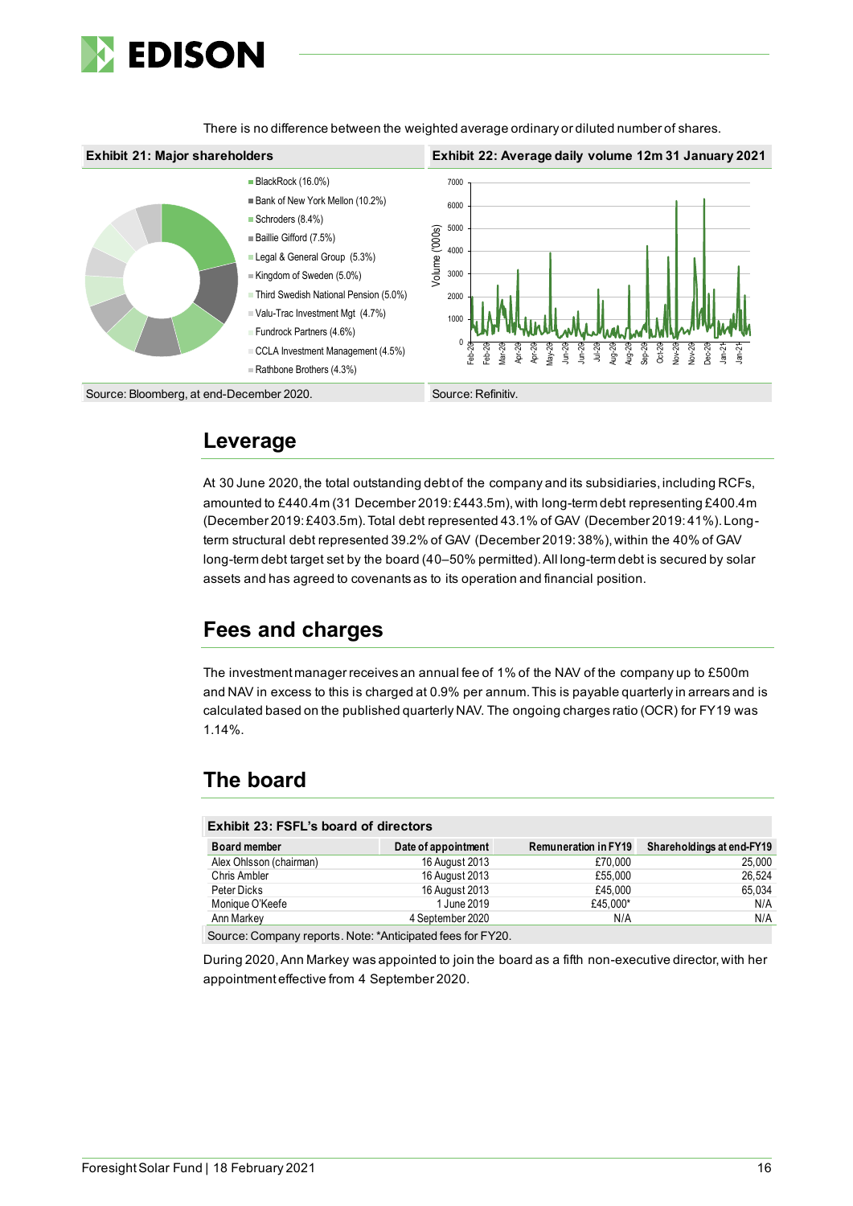There is no difference between the weighted average ordinary or diluted number of shares.

**Exhibit 21: Major shareholders**

- BlackRock (16.0%)
- Bank of New York Mellon (10.2%)
- Schroders (8.4%)
- Baillie Gifford (7.5%)
- Legal & General Group (5.3%)
- Kingdom of Sweden (5.0%)
- Third Swedish National Pension (5.0%)
- Valu-Trac Investment Mgt (4.7%)
- Fundrock Partners (4.6%)
- CCLA Investment Management (4.5%)
- Rathbone Brothers (4.3%)

Source: Bloomberg, at end-December 2020.

**Exhibit 22: Average daily volume 12m 31 January 2021**

Source: Refinitiv.

## Leverage

At 30 June 2020, the total outstanding debt of the company and its subsidiaries, including RCFs, amounted to £440.4m (31 December 2019: £443.5m), with long-term debt representing £400.4m (December 2019: £403.5m). Total debt represented 43.1% of GAV (December 2019: 41%). Long-term structural debt represented 39.2% of GAV (December 2019: 38%), within the 40% of GAV long-term debt target set by the board (40–50% permitted). All long-term debt is secured by solar assets and has agreed to covenants as to its operation and financial position.

## Fees and charges

The investment manager receives an annual fee of 1% of the NAV of the company up to £500m and NAV in excess to this is charged at 0.9% per annum. This is payable quarterly in arrears and is calculated based on the published quarterly NAV. The ongoing charges ratio (OCR) for FY19 was 1.14%.

## The board

**Exhibit 23: FSFL's board of directors**

| Board member | Date of appointment | Remuneration in FY19 | Shareholdings at end-FY19 |
|---|---|---|---|
| Alex Ohlsson (chairman) | 16 August 2013 | £70,000 | 25,000 |
| Chris Ambler | 16 August 2013 | £55,000 | 26,524 |
| Peter Dicks | 16 August 2013 | £45,000 | 65,034 |
| Monique O'Keefe | 1 June 2019 | £45,000* | N/A |
| Ann Markey | 4 September 2020 | N/A | N/A |

Source: Company reports. Note: *Anticipated fees for FY20.

During 2020, Ann Markey was appointed to join the board as a fifth non-executive director, with her appointment effective from 4 September 2020.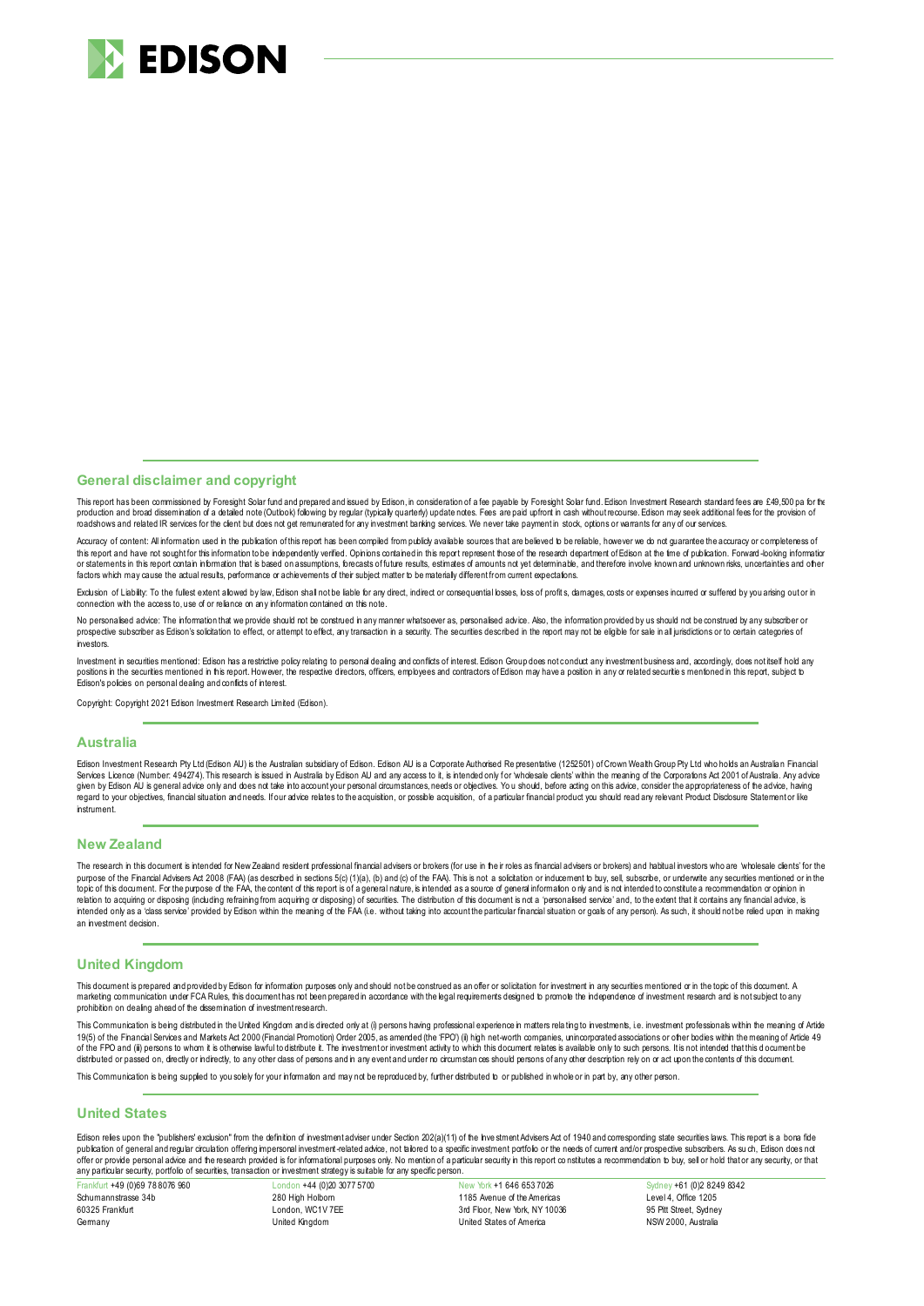## General disclaimer and copyright

This report has been commissioned by Foresight Solar fund and prepared and issued by Edison, in consideration of a fee payable by Foresight Solar fund. Edison Investment Research standard fees are £49,500 pa for the production and broad dissemination of a detailed note (Outlook) following by regular (typically quarterly) update notes. Fees are paid upfront in cash without recourse. Edison may seek additional fees for the provision of roadshows and related IR services for the client but does not get remunerated for any investment banking services. We never take payment in stock, options or warrants for any of our services.

Accuracy of content: All information used in the publication of this report has been compiled from publicly available sources that are believed to be reliable, however we do not guarantee the accuracy or completeness of this report and have not sought for this information to be independently verified. Opinions contained in this report represent those of the research department of Edison at the time of publication. Forward-looking information or statements in this report contain information that is based on assumptions, forecasts of future results, estimates of amounts not yet determinable, and therefore involve known and unknown risks, uncertainties and other factors which may cause the actual results, performance or achievements of their subject matter to be materially different from current expectations.

Exclusion of Liability: To the fullest extent allowed by law, Edison shall not be liable for any direct, indirect or consequential losses, loss of profits, damages, costs or expenses incurred or suffered by you arising out or in connection with the access to, use of or reliance on any information contained on this note.

No personalised advice: The information that we provide should not be construed in any manner whatsoever as, personalised advice. Also, the information provided by us should not be construed by any subscriber or prospective subscriber as Edison's solicitation to effect, or attempt to effect, any transaction in a security. The securities described in the report may not be eligible for sale in all jurisdictions or to certain categories of investors.

Investment in securities mentioned: Edison has a restrictive policy relating to personal dealing and conflicts of interest. Edison Group does not conduct any investment business and, accordingly, does not itself hold any positions in the securities mentioned in this report. However, the respective directors, officers, employees and contractors of Edison may have a position in any or related securities mentioned in this report, subject to Edison's policies on personal dealing and conflicts of interest.

Copyright: Copyright 2021 Edison Investment Research Limited (Edison).

## Australia

Edison Investment Research Pty Ltd (Edison AU) is the Australian subsidiary of Edison. Edison AU is a Corporate Authorised Representative (1252501) of Crown Wealth Group Pty Ltd who holds an Australian Financial Services Licence (Number: 494274). This research is issued in Australia by Edison AU and any access to it, is intended only for 'wholesale clients' within the meaning of the Corporations Act 2001 of Australia. Any advice given by Edison AU is general advice only and does not take into account your personal circumstances, needs or objectives. You should, before acting on this advice, consider the appropriateness of the advice, having regard to your objectives, financial situation and needs. If our advice relates to the acquisition, or possible acquisition, of a particular financial product you should read any relevant Product Disclosure Statement or like instrument.

## New Zealand

The research in this document is intended for New Zealand resident professional financial advisers or brokers (for use in their roles as financial advisers or brokers) and habitual investors who are 'wholesale clients' for the purpose of the Financial Advisers Act 2008 (FAA) (as described in sections 5(c) (1)(a), (b) and (c) of the FAA). This is not a solicitation or inducement to buy, sell, subscribe, or underwrite any securities mentioned or in the topic of this document. For the purpose of the FAA, the content of this report is of a general nature, is intended as a source of general information only and is not intended to constitute a recommendation or opinion in relation to acquiring or disposing (including refraining from acquiring or disposing) of securities. The distribution of this document is not a 'personalised service' and, to the extent that it contains any financial advice, is intended only as a 'class service' provided by Edison within the meaning of the FAA (i.e. without taking into account the particular financial situation or goals of any person). As such, it should not be relied upon in making an investment decision.

## United Kingdom

This document is prepared and provided by Edison for information purposes only and should not be construed as an offer or solicitation for investment in any securities mentioned or in the topic of this document. A marketing communication under FCA Rules, this document has not been prepared in accordance with the legal requirements designed to promote the independence of investment research and is not subject to any prohibition on dealing ahead of the dissemination of investment research.

This Communication is being distributed in the United Kingdom and is directed only at (i) persons having professional experience in matters relating to investments, i.e. investment professionals within the meaning of Article 19(5) of the Financial Services and Markets Act 2000 (Financial Promotion) Order 2005, as amended (the 'FPO') (ii) high net-worth companies, unincorporated associations or other bodies within the meaning of Article 49 of the FPO and (iii) persons to whom it is otherwise lawful to distribute it. The investment or investment activity to which this document relates is available only to such persons. It is not intended that this document be distributed or passed on, directly or indirectly, to any other class of persons and in any event and under no circumstances should persons of any other description rely on or act upon the contents of this document.

This Communication is being supplied to you solely for your information and may not be reproduced by, further distributed to or published in whole or in part by, any other person.

## United States

Edison relies upon the "publishers' exclusion" from the definition of investment adviser under Section 202(a)(11) of the Investment Advisers Act of 1940 and corresponding state securities laws. This report is a bona fide publication of general and regular circulation offering impersonal investment-related advice, not tailored to a specific investment portfolio or the needs of current and/or prospective subscribers. As such, Edison does not offer or provide personal advice and the research provided is for informational purposes only. No mention of a particular security in this report constitutes a recommendation to buy, sell or hold that or any security, or that any particular security, portfolio of securities, transaction or investment strategy is suitable for any specific person.

Frankfurt +49 (0)69 78 8076 960
Schumannstrasse 34b
60325 Frankfurt
Germany

London +44 (0)20 3077 5700
280 High Holborn
London, WC1V 7EE
United Kingdom

New York +1 646 653 7026
1185 Avenue of the Americas
3rd Floor, New York, NY 10036
United States of America

Sydney +61 (0)2 8249 8342
Level 4, Office 1205
95 Pitt Street, Sydney
NSW 2000, Australia